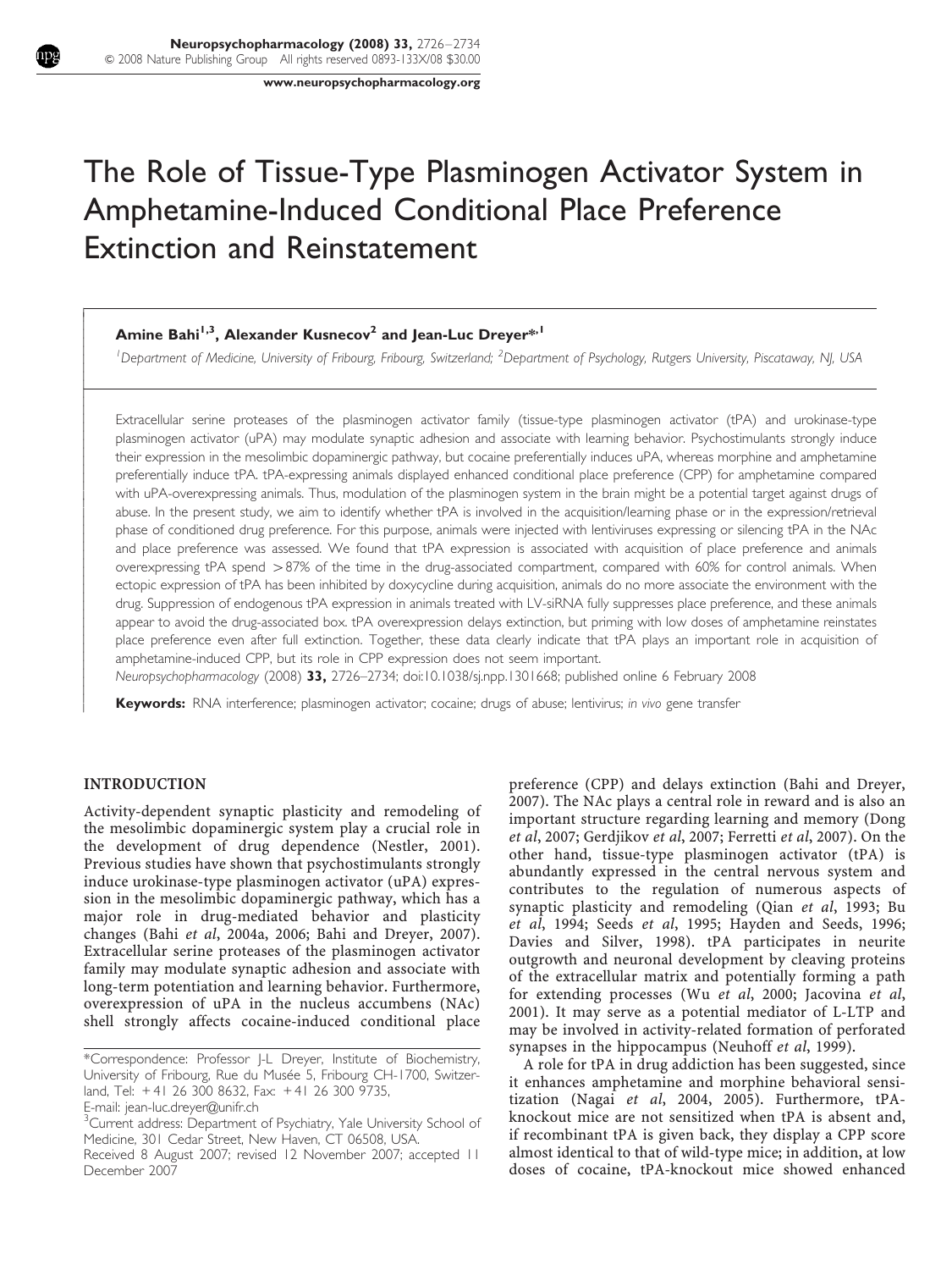# The Role of Tissue-Type Plasminogen Activator System in Amphetamine-Induced Conditional Place Preference Extinction and Reinstatement

**Amine Bahi[1,3], Alexander Kusnecov[2] and Jean-Luc Dreyer*[,1]**

[1]*Department of Medicine, University of Fribourg, Fribourg, Switzerland;* [2]*Department of Psychology, Rutgers University, Piscataway, NJ, USA*

Extracellular serine proteases of the plasminogen activator family (tissue-type plasminogen activator (tPA) and urokinase-type plasminogen activator (uPA) may modulate synaptic adhesion and associate with learning behavior. Psychostimulants strongly induce their expression in the mesolimbic dopaminergic pathway, but cocaine preferentially induces uPA, whereas morphine and amphetamine preferentially induce tPA. tPA-expressing animals displayed enhanced conditional place preference (CPP) for amphetamine compared with uPA-overexpressing animals. Thus, modulation of the plasminogen system in the brain might be a potential target against drugs of abuse. In the present study, we aim to identify whether tPA is involved in the acquisition/learning phase or in the expression/retrieval phase of conditioned drug preference. For this purpose, animals were injected with lentiviruses expressing or silencing tPA in the NAc and place preference was assessed. We found that tPA expression is associated with acquisition of place preference and animals overexpressing tPA spend >87% of the time in the drug-associated compartment, compared with 60% for control animals. When ectopic expression of tPA has been inhibited by doxycycline during acquisition, animals do no more associate the environment with the drug. Suppression of endogenous tPA expression in animals treated with LV-siRNA fully suppresses place preference, and these animals appear to avoid the drug-associated box. tPA overexpression delays extinction, but priming with low doses of amphetamine reinstates place preference even after full extinction. Together, these data clearly indicate that tPA plays an important role in acquisition of amphetamine-induced CPP, but its role in CPP expression does not seem important.

*Neuropsychopharmacology* (2008) **33,** 2726–2734; doi:10.1038/sj.npp.1301668; published online 6 February 2008

**Keywords:** RNA interference; plasminogen activator; cocaine; drugs of abuse; lentivirus; *in vivo* gene transfer

## INTRODUCTION

Activity-dependent synaptic plasticity and remodeling of the mesolimbic dopaminergic system play a crucial role in the development of drug dependence (Nestler, 2001). Previous studies have shown that psychostimulants strongly induce urokinase-type plasminogen activator (uPA) expression in the mesolimbic dopaminergic pathway, which has a major role in drug-mediated behavior and plasticity changes (Bahi *et al*, 2004a, 2006; Bahi and Dreyer, 2007). Extracellular serine proteases of the plasminogen activator family may modulate synaptic adhesion and associate with long-term potentiation and learning behavior. Furthermore, overexpression of uPA in the nucleus accumbens (NAc) shell strongly affects cocaine-induced conditional place preference (CPP) and delays extinction (Bahi and Dreyer, 2007). The NAc plays a central role in reward and is also an important structure regarding learning and memory (Dong *et al*, 2007; Gerdjikov *et al*, 2007; Ferretti *et al*, 2007). On the other hand, tissue-type plasminogen activator (tPA) is abundantly expressed in the central nervous system and contributes to the regulation of numerous aspects of synaptic plasticity and remodeling (Qian *et al*, 1993; Bu *et al*, 1994; Seeds *et al*, 1995; Hayden and Seeds, 1996; Davies and Silver, 1998). tPA participates in neurite outgrowth and neuronal development by cleaving proteins of the extracellular matrix and potentially forming a path for extending processes (Wu *et al*, 2000; Jacovina *et al*, 2001). It may serve as a potential mediator of L-LTP and may be involved in activity-related formation of perforated synapses in the hippocampus (Neuhoff *et al*, 1999).

A role for tPA in drug addiction has been suggested, since it enhances amphetamine and morphine behavioral sensitization (Nagai *et al*, 2004, 2005). Furthermore, tPA-knockout mice are not sensitized when tPA is absent and, if recombinant tPA is given back, they display a CPP score almost identical to that of wild-type mice; in addition, at low doses of cocaine, tPA-knockout mice showed enhanced

*Correspondence: Professor J-L Dreyer, Institute of Biochemistry, University of Fribourg, Rue du Musée 5, Fribourg CH-1700, Switzerland, Tel: +41 26 300 8632, Fax: +41 26 300 9735, E-mail: jean-luc.dreyer@unifr.ch

[3]Current address: Department of Psychiatry, Yale University School of Medicine, 301 Cedar Street, New Haven, CT 06508, USA.

Received 8 August 2007; revised 12 November 2007; accepted 11 December 2007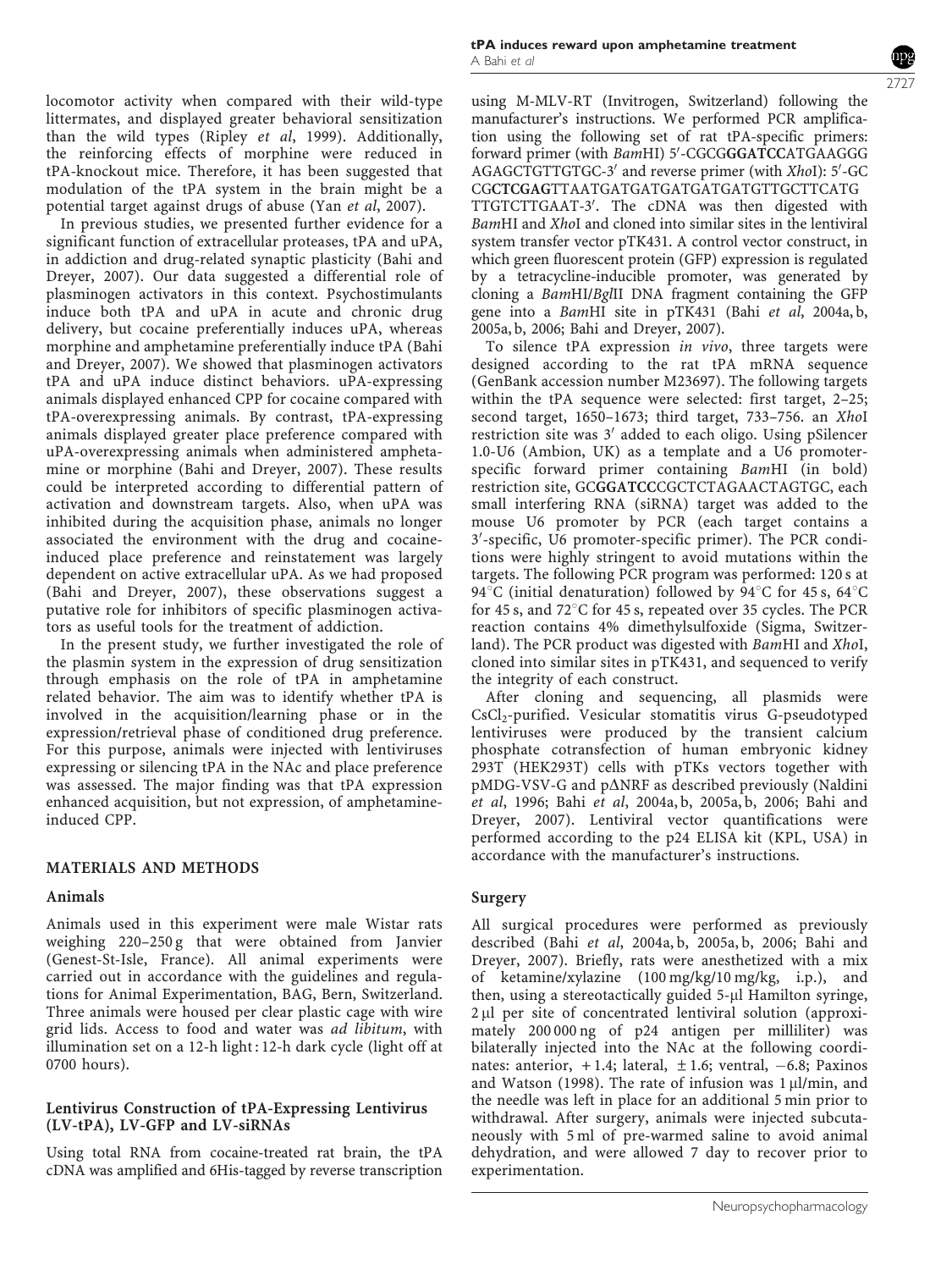locomotor activity when compared with their wild-type littermates, and displayed greater behavioral sensitization than the wild types (Ripley *et al*, 1999). Additionally, the reinforcing effects of morphine were reduced in tPA-knockout mice. Therefore, it has been suggested that modulation of the tPA system in the brain might be a potential target against drugs of abuse (Yan *et al*, 2007).

In previous studies, we presented further evidence for a significant function of extracellular proteases, tPA and uPA, in addiction and drug-related synaptic plasticity (Bahi and Dreyer, 2007). Our data suggested a differential role of plasminogen activators in this context. Psychostimulants induce both tPA and uPA in acute and chronic drug delivery, but cocaine preferentially induces uPA, whereas morphine and amphetamine preferentially induce tPA (Bahi and Dreyer, 2007). We showed that plasminogen activators tPA and uPA induce distinct behaviors. uPA-expressing animals displayed enhanced CPP for cocaine compared with tPA-overexpressing animals. By contrast, tPA-expressing animals displayed greater place preference compared with uPA-overexpressing animals when administered amphetamine or morphine (Bahi and Dreyer, 2007). These results could be interpreted according to differential pattern of activation and downstream targets. Also, when uPA was inhibited during the acquisition phase, animals no longer associated the environment with the drug and cocaine-induced place preference and reinstatement was largely dependent on active extracellular uPA. As we had proposed (Bahi and Dreyer, 2007), these observations suggest a putative role for inhibitors of specific plasminogen activators as useful tools for the treatment of addiction.

In the present study, we further investigated the role of the plasmin system in the expression of drug sensitization through emphasis on the role of tPA in amphetamine related behavior. The aim was to identify whether tPA is involved in the acquisition/learning phase or in the expression/retrieval phase of conditioned drug preference. For this purpose, animals were injected with lentiviruses expressing or silencing tPA in the NAc and place preference was assessed. The major finding was that tPA expression enhanced acquisition, but not expression, of amphetamine-induced CPP.

## MATERIALS AND METHODS

### Animals

Animals used in this experiment were male Wistar rats weighing 220–250 g that were obtained from Janvier (Genest-St-Isle, France). All animal experiments were carried out in accordance with the guidelines and regulations for Animal Experimentation, BAG, Bern, Switzerland. Three animals were housed per clear plastic cage with wire grid lids. Access to food and water was *ad libitum*, with illumination set on a 12-h light : 12-h dark cycle (light off at 0700 hours).

### Lentivirus Construction of tPA-Expressing Lentivirus (LV-tPA), LV-GFP and LV-siRNAs

Using total RNA from cocaine-treated rat brain, the tPA cDNA was amplified and 6His-tagged by reverse transcription using M-MLV-RT (Invitrogen, Switzerland) following the manufacturer's instructions. We performed PCR amplification using the following set of rat tPA-specific primers: forward primer (with *Bam*HI) 5′-CGCG**GGATCC**ATGAAGGG AGAGCTGTTGTGC-3′ and reverse primer (with *Xho*I): 5′-GC CG**CTCGAG**TTAATGATGATGATGATGATGTTGCTTCATG TTGTCTTGAAT-3′. The cDNA was then digested with *Bam*HI and *Xho*I and cloned into similar sites in the lentiviral system transfer vector pTK431. A control vector construct, in which green fluorescent protein (GFP) expression is regulated by a tetracycline-inducible promoter, was generated by cloning a *Bam*HI/*Bgl*II DNA fragment containing the GFP gene into a *Bam*HI site in pTK431 (Bahi *et al*, 2004a, b, 2005a, b, 2006; Bahi and Dreyer, 2007).

To silence tPA expression *in vivo*, three targets were designed according to the rat tPA mRNA sequence (GenBank accession number M23697). The following targets within the tPA sequence were selected: first target, 2–25; second target, 1650–1673; third target, 733–756. an *Xho*I restriction site was 3′ added to each oligo. Using pSilencer 1.0-U6 (Ambion, UK) as a template and a U6 promoter-specific forward primer containing *Bam*HI (in bold) restriction site, GC**GGATCC**CGCTCTAGAACTAGTGC, each small interfering RNA (siRNA) target was added to the mouse U6 promoter by PCR (each target contains a 3′-specific, U6 promoter-specific primer). The PCR conditions were highly stringent to avoid mutations within the targets. The following PCR program was performed: 120 s at 94°C (initial denaturation) followed by 94°C for 45 s, 64°C for 45 s, and 72°C for 45 s, repeated over 35 cycles. The PCR reaction contains 4% dimethylsulfoxide (Sigma, Switzerland). The PCR product was digested with *Bam*HI and *Xho*I, cloned into similar sites in pTK431, and sequenced to verify the integrity of each construct.

After cloning and sequencing, all plasmids were $CsCl_2$-purified. Vesicular stomatitis virus G-pseudotyped lentiviruses were produced by the transient calcium phosphate cotransfection of human embryonic kidney 293T (HEK293T) cells with pTKs vectors together with pMDG-VSV-G and pΔNRF as described previously (Naldini *et al*, 1996; Bahi *et al*, 2004a, b, 2005a, b, 2006; Bahi and Dreyer, 2007). Lentiviral vector quantifications were performed according to the p24 ELISA kit (KPL, USA) in accordance with the manufacturer's instructions.

### Surgery

All surgical procedures were performed as previously described (Bahi *et al*, 2004a, b, 2005a, b, 2006; Bahi and Dreyer, 2007). Briefly, rats were anesthetized with a mix of ketamine/xylazine (100 mg/kg/10 mg/kg, i.p.), and then, using a stereotactically guided 5-μl Hamilton syringe, 2 μl per site of concentrated lentiviral solution (approximately 200 000 ng of p24 antigen per milliliter) was bilaterally injected into the NAc at the following coordinates: anterior, +1.4; lateral, ±1.6; ventral, −6.8; Paxinos and Watson (1998). The rate of infusion was 1 μl/min, and the needle was left in place for an additional 5 min prior to withdrawal. After surgery, animals were injected subcutaneously with 5 ml of pre-warmed saline to avoid animal dehydration, and were allowed 7 day to recover prior to experimentation.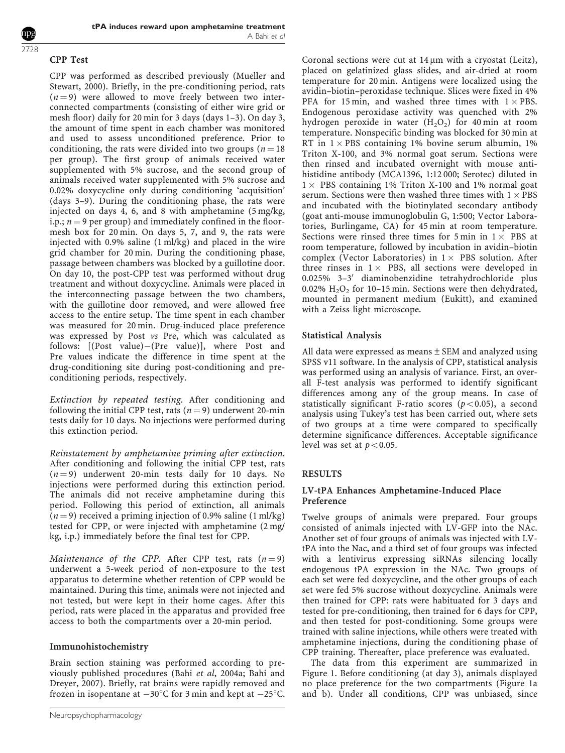### CPP Test

CPP was performed as described previously (Mueller and Stewart, 2000). Briefly, in the pre-conditioning period, rats ($n = 9$) were allowed to move freely between two interconnected compartments (consisting of either wire grid or mesh floor) daily for 20 min for 3 days (days 1–3). On day 3, the amount of time spent in each chamber was monitored and used to assess unconditioned preference. Prior to conditioning, the rats were divided into two groups ($n = 18$ per group). The first group of animals received water supplemented with 5% sucrose, and the second group of animals received water supplemented with 5% sucrose and 0.02% doxycycline only during conditioning 'acquisition' (days 3–9). During the conditioning phase, the rats were injected on days 4, 6, and 8 with amphetamine (5 mg/kg, i.p.; $n = 9$ per group) and immediately confined in the floor-mesh box for 20 min. On days 5, 7, and 9, the rats were injected with 0.9% saline (1 ml/kg) and placed in the wire grid chamber for 20 min. During the conditioning phase, passage between chambers was blocked by a guillotine door. On day 10, the post-CPP test was performed without drug treatment and without doxycycline. Animals were placed in the interconnecting passage between the two chambers, with the guillotine door removed, and were allowed free access to the entire setup. The time spent in each chamber was measured for 20 min. Drug-induced place preference was expressed by Post *vs* Pre, which was calculated as follows: [(Post value)−(Pre value)], where Post and Pre values indicate the difference in time spent at the drug-conditioning site during post-conditioning and pre-conditioning periods, respectively.

*Extinction by repeated testing.* After conditioning and following the initial CPP test, rats ($n = 9$) underwent 20-min tests daily for 10 days. No injections were performed during this extinction period.

*Reinstatement by amphetamine priming after extinction.* After conditioning and following the initial CPP test, rats ($n = 9$) underwent 20-min tests daily for 10 days. No injections were performed during this extinction period. The animals did not receive amphetamine during this period. Following this period of extinction, all animals ($n = 9$) received a priming injection of 0.9% saline (1 ml/kg) tested for CPP, or were injected with amphetamine (2 mg/kg, i.p.) immediately before the final test for CPP.

*Maintenance of the CPP.* After CPP test, rats ($n = 9$) underwent a 5-week period of non-exposure to the test apparatus to determine whether retention of CPP would be maintained. During this time, animals were not injected and not tested, but were kept in their home cages. After this period, rats were placed in the apparatus and provided free access to both the compartments over a 20-min period.

### Immunohistochemistry

Brain section staining was performed according to previously published procedures (Bahi *et al*, 2004a; Bahi and Dreyer, 2007). Briefly, rat brains were rapidly removed and frozen in isopentane at −30°C for 3 min and kept at −25°C. Coronal sections were cut at 14 μm with a cryostat (Leitz), placed on gelatinized glass slides, and air-dried at room temperature for 20 min. Antigens were localized using the avidin–biotin–peroxidase technique. Slices were fixed in 4% PFA for 15 min, and washed three times with 1 × PBS. Endogenous peroxidase activity was quenched with 2% hydrogen peroxide in water ($H_2O_2$) for 40 min at room temperature. Nonspecific binding was blocked for 30 min at RT in 1 × PBS containing 1% bovine serum albumin, 1% Triton X-100, and 3% normal goat serum. Sections were then rinsed and incubated overnight with mouse anti-histidine antibody (MCA1396, 1:12 000; Serotec) diluted in 1 × PBS containing 1% Triton X-100 and 1% normal goat serum. Sections were then washed three times with 1 × PBS and incubated with the biotinylated secondary antibody (goat anti-mouse immunoglobulin G, 1:500; Vector Laboratories, Burlingame, CA) for 45 min at room temperature. Sections were rinsed three times for 5 min in 1 × PBS at room temperature, followed by incubation in avidin–biotin complex (Vector Laboratories) in 1 × PBS solution. After three rinses in 1 × PBS, all sections were developed in 0.025% 3–3′ diaminobenzidine tetrahydrochloride plus 0.02% $H_2O_2$ for 10–15 min. Sections were then dehydrated, mounted in permanent medium (Eukitt), and examined with a Zeiss light microscope.

### Statistical Analysis

All data were expressed as means ± SEM and analyzed using SPSS v11 software. In the analysis of CPP, statistical analysis was performed using an analysis of variance. First, an overall F-test analysis was performed to identify significant differences among any of the group means. In case of statistically significant F-ratio scores ($p < 0.05$), a second analysis using Tukey's test has been carried out, where sets of two groups at a time were compared to specifically determine significance differences. Acceptable significance level was set at $p < 0.05$.

## RESULTS

### LV-tPA Enhances Amphetamine-Induced Place Preference

Twelve groups of animals were prepared. Four groups consisted of animals injected with LV-GFP into the NAc. Another set of four groups of animals was injected with LV-tPA into the Nac, and a third set of four groups was infected with a lentivirus expressing siRNAs silencing locally endogenous tPA expression in the NAc. Two groups of each set were fed doxycycline, and the other groups of each set were fed 5% sucrose without doxycycline. Animals were then trained for CPP: rats were habituated for 3 days and tested for pre-conditioning, then trained for 6 days for CPP, and then tested for post-conditioning. Some groups were trained with saline injections, while others were treated with amphetamine injections, during the conditioning phase of CPP training. Thereafter, place preference was evaluated.

The data from this experiment are summarized in Figure 1. Before conditioning (at day 3), animals displayed no place preference for the two compartments (Figure 1a and b). Under all conditions, CPP was unbiased, since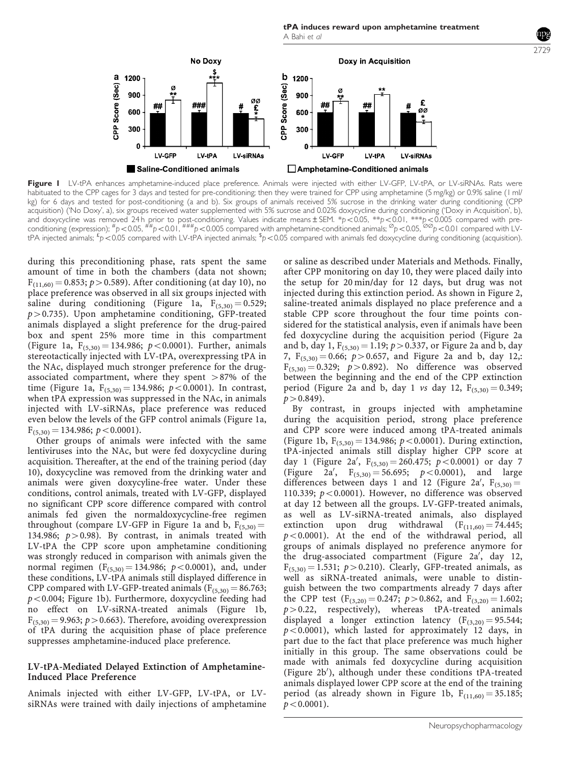**Figure 1** LV-tPA enhances amphetamine-induced place preference. Animals were injected with either LV-GFP, LV-tPA, or LV-siRNAs. Rats were habituated to the CPP cages for 3 days and tested for pre-conditioning; then they were trained for CPP using amphetamine (5 mg/kg) or 0.9% saline (1 ml/kg) for 6 days and tested for post-conditioning (a and b). Six groups of animals received 5% sucrose in the drinking water during conditioning (CPP acquisition) ('No Doxy', a), six groups received water supplemented with 5% sucrose and 0.02% doxycycline during conditioning ('Doxy in Acquisition', b), and doxycycline was removed 24 h prior to post-conditioning. Values indicate means ± SEM. \*$p<0.05$, \*\*$p<0.01$, \*\*\*$p<0.005$ compared with pre-conditioning (expression); #$p<0.05$, ##$p<0.01$, ###$p<0.005$ compared with amphetamine-conditioned animals; ∅$p<0.05$, ∅∅$p<0.01$ compared with LV-tPA injected animals; £$p<0.05$ compared with LV-tPA injected animals; \$$p<0.05$ compared with animals fed doxycycline during conditioning (acquisition).

during this preconditioning phase, rats spent the same amount of time in both the chambers (data not shown; $F_{(11,60)}=0.853$; $p>0.589$). After conditioning (at day 10), no place preference was observed in all six groups injected with saline during conditioning (Figure 1a, $F_{(5,30)}=0.529$; $p>0.735$). Upon amphetamine conditioning, GFP-treated animals displayed a slight preference for the drug-paired box and spent 25% more time in this compartment (Figure 1a, $F_{(5,30)}=134.986$; $p<0.0001$). Further, animals stereotactically injected with LV-tPA, overexpressing tPA in the NAc, displayed much stronger preference for the drug-associated compartment, where they spent >87% of the time (Figure 1a, $F_{(5,30)}=134.986$; $p<0.0001$). In contrast, when tPA expression was suppressed in the NAc, in animals injected with LV-siRNAs, place preference was reduced even below the levels of the GFP control animals (Figure 1a, $F_{(5,30)}=134.986$; $p<0.0001$).

Other groups of animals were infected with the same lentiviruses into the NAc, but were fed doxycycline during acquisition. Thereafter, at the end of the training period (day 10), doxycycline was removed from the drinking water and animals were given doxycyline-free water. Under these conditions, control animals, treated with LV-GFP, displayed no significant CPP score difference compared with control animals fed given the normaldoxycycline-free regimen throughout (compare LV-GFP in Figure 1a and b, $F_{(5,30)}=134.986$; $p>0.98$). By contrast, in animals treated with LV-tPA the CPP score upon amphetamine conditioning was strongly reduced in comparison with animals given the normal regimen ($F_{(5,30)}=134.986$; $p<0.0001$), and, under these conditions, LV-tPA animals still displayed difference in CPP compared with LV-GFP-treated animals ($F_{(5,30)}=86.763$; $p<0.004$; Figure 1b). Furthermore, doxycycline feeding had no effect on LV-siRNA-treated animals (Figure 1b, $F_{(5,30)}=9.963$; $p>0.663$). Therefore, avoiding overexpression of tPA during the acquisition phase of place preference suppresses amphetamine-induced place preference.

### LV-tPA-Mediated Delayed Extinction of Amphetamine-Induced Place Preference

Animals injected with either LV-GFP, LV-tPA, or LV-siRNAs were trained with daily injections of amphetamine or saline as described under Materials and Methods. Finally, after CPP monitoring on day 10, they were placed daily into the setup for 20 min/day for 12 days, but drug was not injected during this extinction period. As shown in Figure 2, saline-treated animals displayed no place preference and a stable CPP score throughout the four time points considered for the statistical analysis, even if animals have been fed doxycycline during the acquisition period (Figure 2a and b, day 1, $F_{(5,30)}=1.19$; $p>0.337$, or Figure 2a and b, day 7, $F_{(5,30)}=0.66$; $p>0.657$, and Figure 2a and b, day 12,: $F_{(5,30)}=0.329$; $p>0.892$). No difference was observed between the beginning and the end of the CPP extinction period (Figure 2a and b, day 1 *vs* day 12, $F_{(5,30)}=0.349$; $p>0.849$).

By contrast, in groups injected with amphetamine during the acquisition period, strong place preference and CPP score were induced among tPA-treated animals (Figure 1b, $F_{(5,30)}=134.986$; $p<0.0001$). During extinction, tPA-injected animals still display higher CPP score at day 1 (Figure 2a′, $F_{(5,30)}=260.475$; $p<0.0001$) or day 7 (Figure 2a′, $F_{(5,30)}=56.695$; $p<0.0001$), and large differences between days 1 and 12 (Figure 2a′, $F_{(5,30)}=110.339$; $p<0.0001$). However, no difference was observed at day 12 between all the groups. LV-GFP-treated animals, as well as LV-siRNA-treated animals, also displayed extinction upon drug withdrawal ($F_{(11,60)}=74.445$; $p<0.0001$). At the end of the withdrawal period, all groups of animals displayed no preference anymore for the drug-associated compartment (Figure 2a′, day 12, $F_{(5,30)}=1.531$; $p>0.210$). Clearly, GFP-treated animals, as well as siRNA-treated animals, were unable to distinguish between the two compartments already 7 days after the CPP test ($F_{(3,20)}=0.247$; $p>0.862$, and $F_{(3,20)}=1.602$; $p>0.22$, respectively), whereas tPA-treated animals displayed a longer extinction latency ($F_{(3,20)}=95.544$; $p<0.0001$), which lasted for approximately 12 days, in part due to the fact that place preference was much higher initially in this group. The same observations could be made with animals fed doxycycline during acquisition (Figure 2b′), although under these conditions tPA-treated animals displayed lower CPP score at the end of the training period (as already shown in Figure 1b, $F_{(11,60)}=35.185$; $p<0.0001$).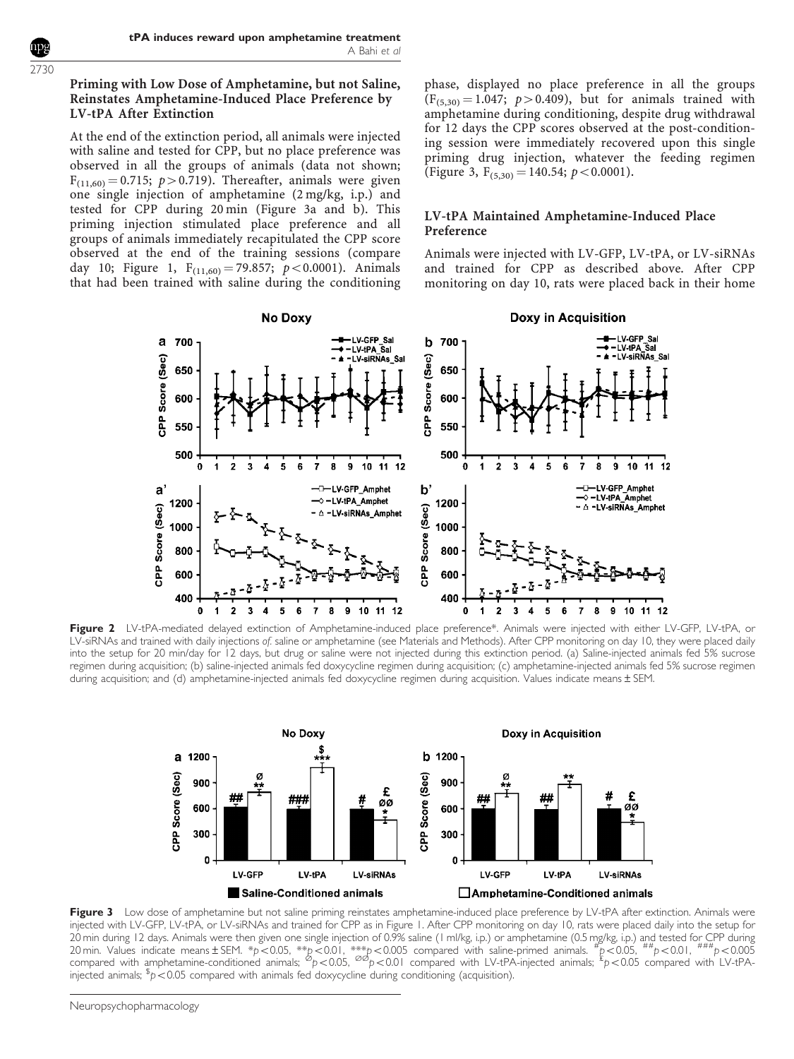## Priming with Low Dose of Amphetamine, but not Saline, Reinstates Amphetamine-Induced Place Preference by LV-tPA After Extinction

At the end of the extinction period, all animals were injected with saline and tested for CPP, but no place preference was observed in all the groups of animals (data not shown; $F_{(11,60)} = 0.715$; $p > 0.719$). Thereafter, animals were given one single injection of amphetamine (2 mg/kg, i.p.) and tested for CPP during 20 min (Figure 3a and b). This priming injection stimulated place preference and all groups of animals immediately recapitulated the CPP score observed at the end of the training sessions (compare day 10; Figure 1, $F_{(11,60)} = 79.857$; $p < 0.0001$). Animals that had been trained with saline during the conditioning phase, displayed no place preference in all the groups ($F_{(5,30)} = 1.047$; $p > 0.409$), but for animals trained with amphetamine during conditioning, despite drug withdrawal for 12 days the CPP scores observed at the post-conditioning session were immediately recovered upon this single priming drug injection, whatever the feeding regimen (Figure 3, $F_{(5,30)} = 140.54$; $p < 0.0001$).

## LV-tPA Maintained Amphetamine-Induced Place Preference

Animals were injected with LV-GFP, LV-tPA, or LV-siRNAs and trained for CPP as described above. After CPP monitoring on day 10, rats were placed back in their home

**Figure 2** LV-tPA-mediated delayed extinction of Amphetamine-induced place preference*. Animals were injected with either LV-GFP, LV-tPA, or LV-siRNAs and trained with daily injections *of*. saline or amphetamine (see Materials and Methods). After CPP monitoring on day 10, they were placed daily into the setup for 20 min/day for 12 days, but drug or saline were not injected during this extinction period. (a) Saline-injected animals fed 5% sucrose regimen during acquisition; (b) saline-injected animals fed doxycycline regimen during acquisition; (c) amphetamine-injected animals fed 5% sucrose regimen during acquisition; and (d) amphetamine-injected animals fed doxycycline regimen during acquisition. Values indicate means ± SEM.

**Figure 3** Low dose of amphetamine but not saline priming reinstates amphetamine-induced place preference by LV-tPA after extinction. Animals were injected with LV-GFP, LV-tPA, or LV-siRNAs and trained for CPP as in Figure 1. After CPP monitoring on day 10, rats were placed daily into the setup for 20 min during 12 days. Animals were then given one single injection of 0.9% saline (1 ml/kg, i.p.) or amphetamine (0.5 mg/kg, i.p.) and tested for CPP during 20 min. Values indicate means ± SEM. *$p < 0.05$, **$p < 0.01$, ***$p < 0.005$ compared with saline-primed animals. #$p < 0.05$, ##$p < 0.01$, ###$p < 0.005$ compared with amphetamine-conditioned animals; ø$p < 0.05$, øø$p < 0.01$ compared with LV-tPA-injected animals; £$p < 0.05$ compared with LV-tPA-injected animals; \$$p < 0.05$ compared with animals fed doxycycline during conditioning (acquisition).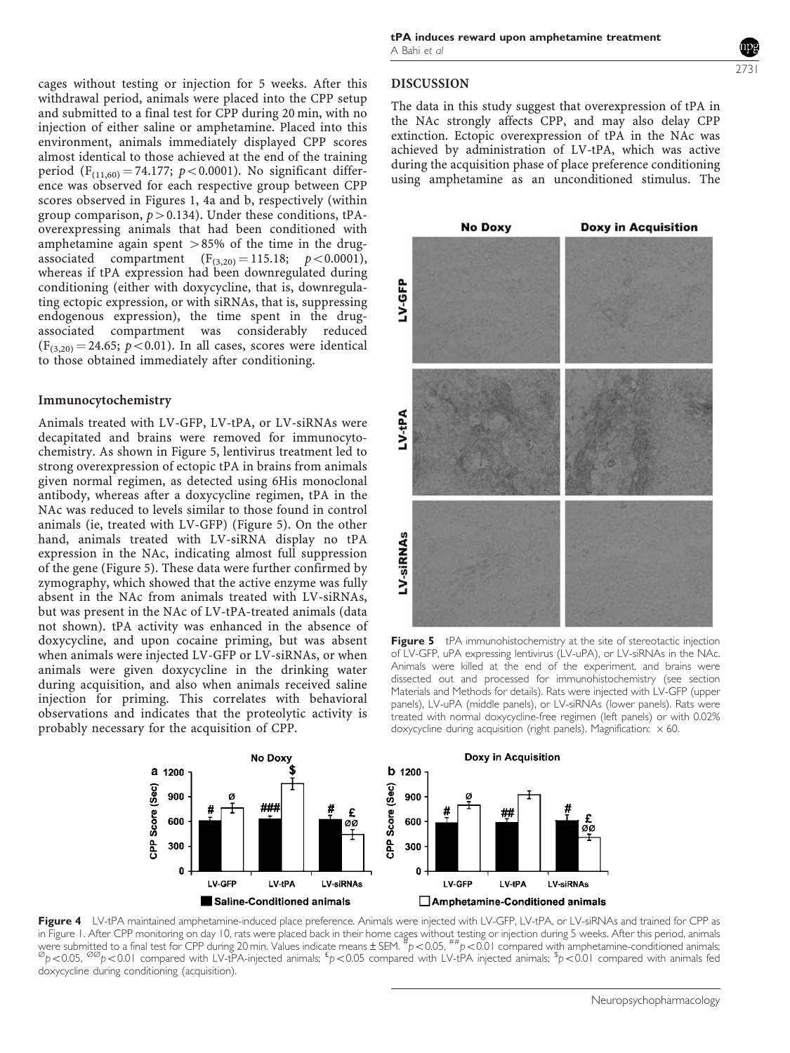cages without testing or injection for 5 weeks. After this withdrawal period, animals were placed into the CPP setup and submitted to a final test for CPP during 20 min, with no injection of either saline or amphetamine. Placed into this environment, animals immediately displayed CPP scores almost identical to those achieved at the end of the training period ($F_{(11,60)} = 74.177$; $p < 0.0001$). No significant difference was observed for each respective group between CPP scores observed in Figures 1, 4a and b, respectively (within group comparison, $p > 0.134$). Under these conditions, tPA-overexpressing animals that had been conditioned with amphetamine again spent >85% of the time in the drug-associated compartment ($F_{(3,20)} = 115.18$; $p < 0.0001$), whereas if tPA expression had been downregulated during conditioning (either with doxycycline, that is, downregulating ectopic expression, or with siRNAs, that is, suppressing endogenous expression), the time spent in the drug-associated compartment was considerably reduced ($F_{(3,20)} = 24.65$; $p < 0.01$). In all cases, scores were identical to those obtained immediately after conditioning.

### Immunocytochemistry

Animals treated with LV-GFP, LV-tPA, or LV-siRNAs were decapitated and brains were removed for immunocytochemistry. As shown in Figure 5, lentivirus treatment led to strong overexpression of ectopic tPA in brains from animals given normal regimen, as detected using 6His monoclonal antibody, whereas after a doxycycline regimen, tPA in the NAc was reduced to levels similar to those found in control animals (ie, treated with LV-GFP) (Figure 5). On the other hand, animals treated with LV-siRNA display no tPA expression in the NAc, indicating almost full suppression of the gene (Figure 5). These data were further confirmed by zymography, which showed that the active enzyme was fully absent in the NAc from animals treated with LV-siRNAs, but was present in the NAc of LV-tPA-treated animals (data not shown). tPA activity was enhanced in the absence of doxycycline, and upon cocaine priming, but was absent when animals were injected LV-GFP or LV-siRNAs, or when animals were given doxycycline in the drinking water during acquisition, and also when animals received saline injection for priming. This correlates with behavioral observations and indicates that the proteolytic activity is probably necessary for the acquisition of CPP.

## DISCUSSION

The data in this study suggest that overexpression of tPA in the NAc strongly affects CPP, and may also delay CPP extinction. Ectopic overexpression of tPA in the NAc was achieved by administration of LV-tPA, which was active during the acquisition phase of place preference conditioning using amphetamine as an unconditioned stimulus. The

**Figure 5** tPA immunohistochemistry at the site of stereotactic injection of LV-GFP, uPA expressing lentivirus (LV-uPA), or LV-siRNAs in the NAc. Animals were killed at the end of the experiment, and brains were dissected out and processed for immunohistochemistry (see section Materials and Methods for details). Rats were injected with LV-GFP (upper panels), LV-uPA (middle panels), or LV-siRNAs (lower panels). Rats were treated with normal doxycycline-free regimen (left panels) or with 0.02% doxycycline during acquisition (right panels). Magnification: ×60.

**Figure 4** LV-tPA maintained amphetamine-induced place preference. Animals were injected with LV-GFP, LV-tPA, or LV-siRNAs and trained for CPP as in Figure 1. After CPP monitoring on day 10, rats were placed back in their home cages without testing or injection during 5 weeks. After this period, animals were submitted to a final test for CPP during 20 min. Values indicate means ± SEM. #$p < 0.05$, ##$p < 0.01$ compared with amphetamine-conditioned animals; ø$p < 0.05$, øø$p < 0.01$ compared with LV-tPA-injected animals; £$p < 0.05$ compared with LV-tPA injected animals; \$$p < 0.01$ compared with animals fed doxycycline during conditioning (acquisition).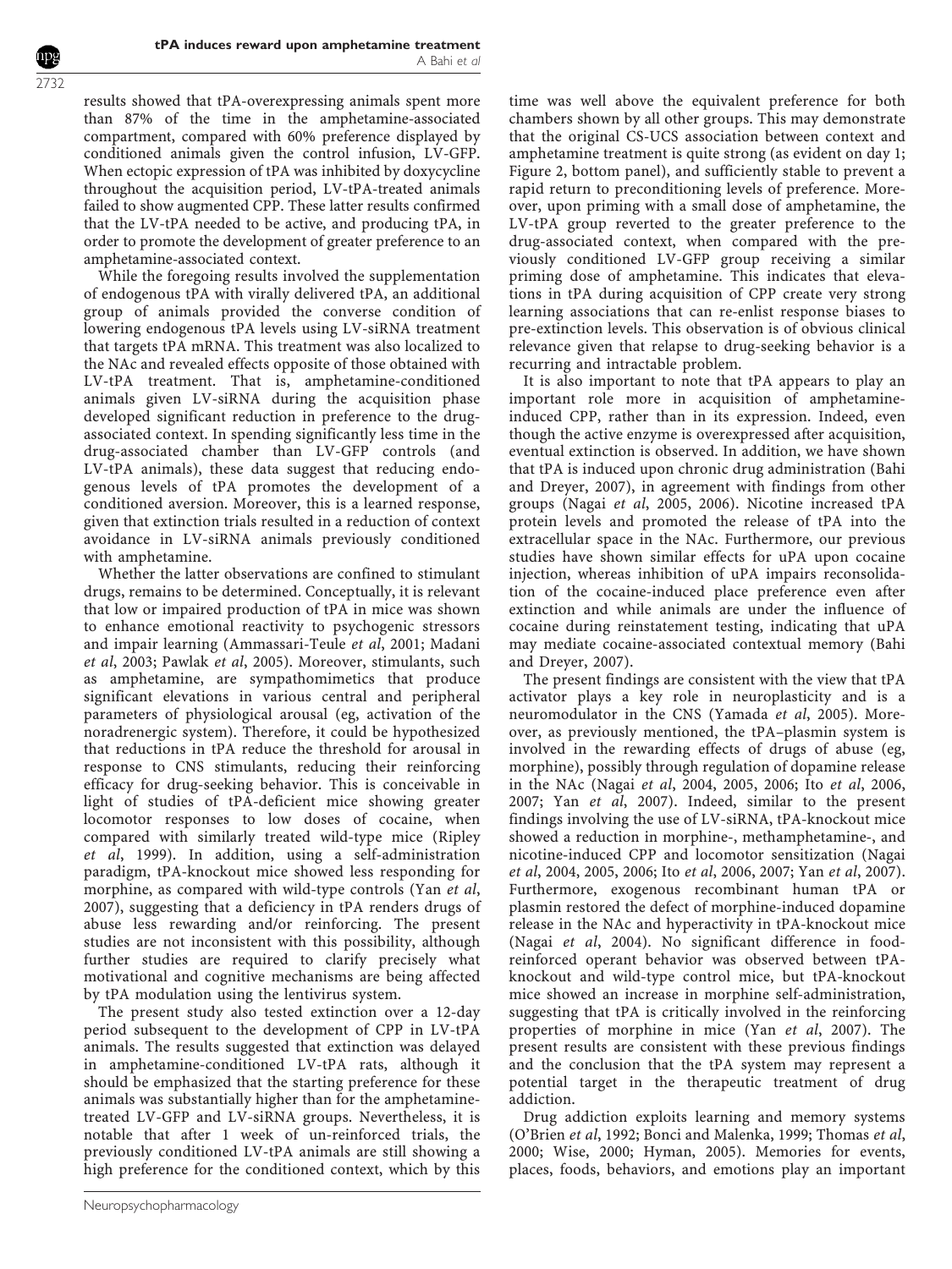results showed that tPA-overexpressing animals spent more than 87% of the time in the amphetamine-associated compartment, compared with 60% preference displayed by conditioned animals given the control infusion, LV-GFP. When ectopic expression of tPA was inhibited by doxycycline throughout the acquisition period, LV-tPA-treated animals failed to show augmented CPP. These latter results confirmed that the LV-tPA needed to be active, and producing tPA, in order to promote the development of greater preference to an amphetamine-associated context.

While the foregoing results involved the supplementation of endogenous tPA with virally delivered tPA, an additional group of animals provided the converse condition of lowering endogenous tPA levels using LV-siRNA treatment that targets tPA mRNA. This treatment was also localized to the NAc and revealed effects opposite of those obtained with LV-tPA treatment. That is, amphetamine-conditioned animals given LV-siRNA during the acquisition phase developed significant reduction in preference to the drug-associated context. In spending significantly less time in the drug-associated chamber than LV-GFP controls (and LV-tPA animals), these data suggest that reducing endogenous levels of tPA promotes the development of a conditioned aversion. Moreover, this is a learned response, given that extinction trials resulted in a reduction of context avoidance in LV-siRNA animals previously conditioned with amphetamine.

Whether the latter observations are confined to stimulant drugs, remains to be determined. Conceptually, it is relevant that low or impaired production of tPA in mice was shown to enhance emotional reactivity to psychogenic stressors and impair learning (Ammassari-Teule *et al*, 2001; Madani *et al*, 2003; Pawlak *et al*, 2005). Moreover, stimulants, such as amphetamine, are sympathomimetics that produce significant elevations in various central and peripheral parameters of physiological arousal (eg, activation of the noradrenergic system). Therefore, it could be hypothesized that reductions in tPA reduce the threshold for arousal in response to CNS stimulants, reducing their reinforcing efficacy for drug-seeking behavior. This is conceivable in light of studies of tPA-deficient mice showing greater locomotor responses to low doses of cocaine, when compared with similarly treated wild-type mice (Ripley *et al*, 1999). In addition, using a self-administration paradigm, tPA-knockout mice showed less responding for morphine, as compared with wild-type controls (Yan *et al*, 2007), suggesting that a deficiency in tPA renders drugs of abuse less rewarding and/or reinforcing. The present studies are not inconsistent with this possibility, although further studies are required to clarify precisely what motivational and cognitive mechanisms are being affected by tPA modulation using the lentivirus system.

The present study also tested extinction over a 12-day period subsequent to the development of CPP in LV-tPA animals. The results suggested that extinction was delayed in amphetamine-conditioned LV-tPA rats, although it should be emphasized that the starting preference for these animals was substantially higher than for the amphetamine-treated LV-GFP and LV-siRNA groups. Nevertheless, it is notable that after 1 week of un-reinforced trials, the previously conditioned LV-tPA animals are still showing a high preference for the conditioned context, which by this time was well above the equivalent preference for both chambers shown by all other groups. This may demonstrate that the original CS-UCS association between context and amphetamine treatment is quite strong (as evident on day 1; Figure 2, bottom panel), and sufficiently stable to prevent a rapid return to preconditioning levels of preference. Moreover, upon priming with a small dose of amphetamine, the LV-tPA group reverted to the greater preference to the drug-associated context, when compared with the previously conditioned LV-GFP group receiving a similar priming dose of amphetamine. This indicates that elevations in tPA during acquisition of CPP create very strong learning associations that can re-enlist response biases to pre-extinction levels. This observation is of obvious clinical relevance given that relapse to drug-seeking behavior is a recurring and intractable problem.

It is also important to note that tPA appears to play an important role more in acquisition of amphetamine-induced CPP, rather than in its expression. Indeed, even though the active enzyme is overexpressed after acquisition, eventual extinction is observed. In addition, we have shown that tPA is induced upon chronic drug administration (Bahi and Dreyer, 2007), in agreement with findings from other groups (Nagai *et al*, 2005, 2006). Nicotine increased tPA protein levels and promoted the release of tPA into the extracellular space in the NAc. Furthermore, our previous studies have shown similar effects for uPA upon cocaine injection, whereas inhibition of uPA impairs reconsolidation of the cocaine-induced place preference even after extinction and while animals are under the influence of cocaine during reinstatement testing, indicating that uPA may mediate cocaine-associated contextual memory (Bahi and Dreyer, 2007).

The present findings are consistent with the view that tPA activator plays a key role in neuroplasticity and is a neuromodulator in the CNS (Yamada *et al*, 2005). Moreover, as previously mentioned, the tPA–plasmin system is involved in the rewarding effects of drugs of abuse (eg, morphine), possibly through regulation of dopamine release in the NAc (Nagai *et al*, 2004, 2005, 2006; Ito *et al*, 2006, 2007; Yan *et al*, 2007). Indeed, similar to the present findings involving the use of LV-siRNA, tPA-knockout mice showed a reduction in morphine-, methamphetamine-, and nicotine-induced CPP and locomotor sensitization (Nagai *et al*, 2004, 2005, 2006; Ito *et al*, 2006, 2007; Yan *et al*, 2007). Furthermore, exogenous recombinant human tPA or plasmin restored the defect of morphine-induced dopamine release in the NAc and hyperactivity in tPA-knockout mice (Nagai *et al*, 2004). No significant difference in food-reinforced operant behavior was observed between tPA-knockout and wild-type control mice, but tPA-knockout mice showed an increase in morphine self-administration, suggesting that tPA is critically involved in the reinforcing properties of morphine in mice (Yan *et al*, 2007). The present results are consistent with these previous findings and the conclusion that the tPA system may represent a potential target in the therapeutic treatment of drug addiction.

Drug addiction exploits learning and memory systems (O'Brien *et al*, 1992; Bonci and Malenka, 1999; Thomas *et al*, 2000; Wise, 2000; Hyman, 2005). Memories for events, places, foods, behaviors, and emotions play an important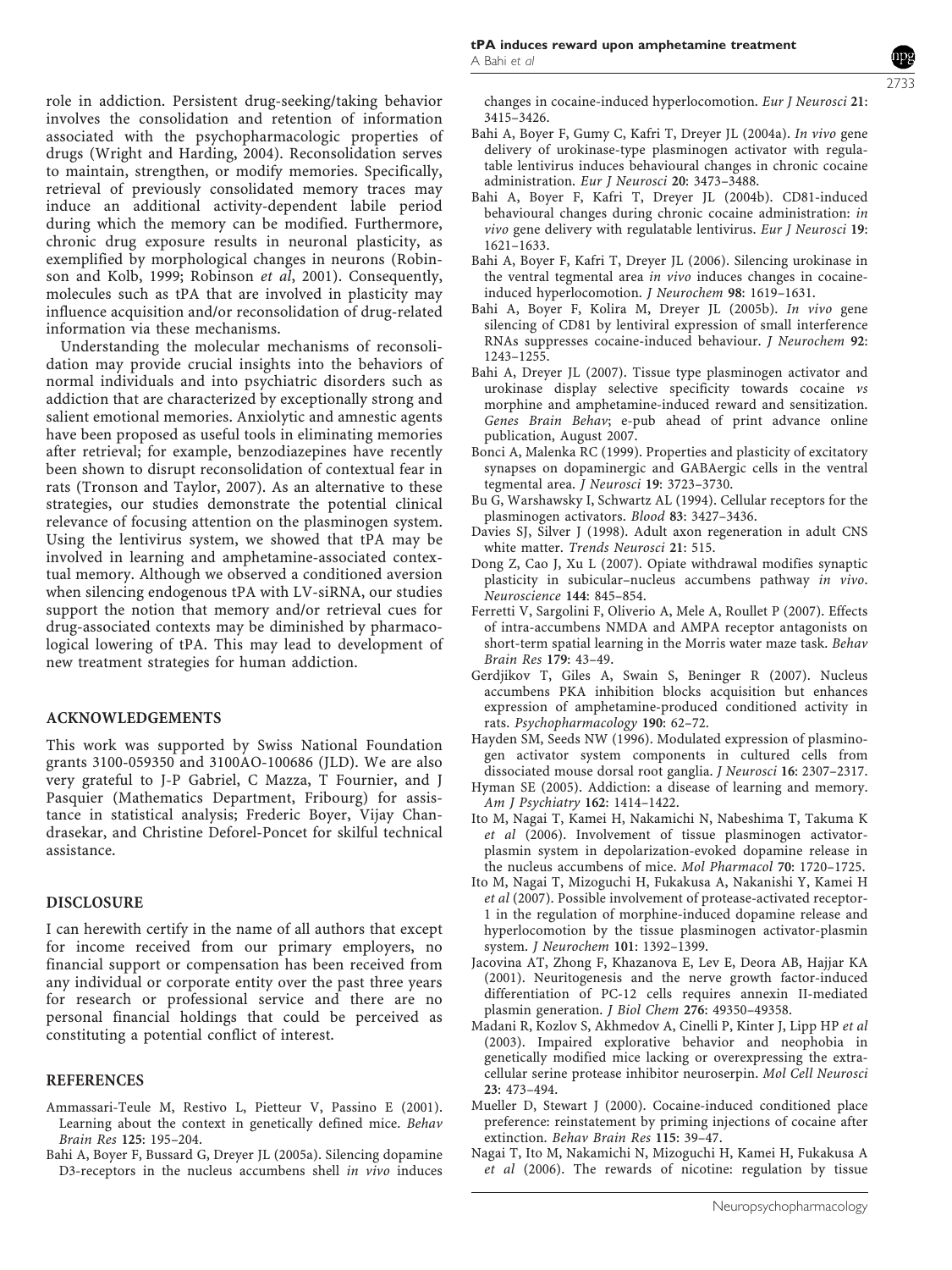role in addiction. Persistent drug-seeking/taking behavior involves the consolidation and retention of information associated with the psychopharmacologic properties of drugs (Wright and Harding, 2004). Reconsolidation serves to maintain, strengthen, or modify memories. Specifically, retrieval of previously consolidated memory traces may induce an additional activity-dependent labile period during which the memory can be modified. Furthermore, chronic drug exposure results in neuronal plasticity, as exemplified by morphological changes in neurons (Robinson and Kolb, 1999; Robinson *et al*, 2001). Consequently, molecules such as tPA that are involved in plasticity may influence acquisition and/or reconsolidation of drug-related information via these mechanisms.

Understanding the molecular mechanisms of reconsolidation may provide crucial insights into the behaviors of normal individuals and into psychiatric disorders such as addiction that are characterized by exceptionally strong and salient emotional memories. Anxiolytic and amnestic agents have been proposed as useful tools in eliminating memories after retrieval; for example, benzodiazepines have recently been shown to disrupt reconsolidation of contextual fear in rats (Tronson and Taylor, 2007). As an alternative to these strategies, our studies demonstrate the potential clinical relevance of focusing attention on the plasminogen system. Using the lentivirus system, we showed that tPA may be involved in learning and amphetamine-associated contextual memory. Although we observed a conditioned aversion when silencing endogenous tPA with LV-siRNA, our studies support the notion that memory and/or retrieval cues for drug-associated contexts may be diminished by pharmacological lowering of tPA. This may lead to development of new treatment strategies for human addiction.

## ACKNOWLEDGEMENTS

This work was supported by Swiss National Foundation grants 3100-059350 and 3100AO-100686 (JLD). We are also very grateful to J-P Gabriel, C Mazza, T Fournier, and J Pasquier (Mathematics Department, Fribourg) for assistance in statistical analysis; Frederic Boyer, Vijay Chandrasekar, and Christine Deforel-Poncet for skilful technical assistance.

## DISCLOSURE

I can herewith certify in the name of all authors that except for income received from our primary employers, no financial support or compensation has been received from any individual or corporate entity over the past three years for research or professional service and there are no personal financial holdings that could be perceived as constituting a potential conflict of interest.

## REFERENCES

Ammassari-Teule M, Restivo L, Pietteur V, Passino E (2001). Learning about the context in genetically defined mice. *Behav Brain Res* **125**: 195–204.

Bahi A, Boyer F, Bussard G, Dreyer JL (2005a). Silencing dopamine D3-receptors in the nucleus accumbens shell *in vivo* induces changes in cocaine-induced hyperlocomotion. *Eur J Neurosci* **21**: 3415–3426.

Bahi A, Boyer F, Gumy C, Kafri T, Dreyer JL (2004a). *In vivo* gene delivery of urokinase-type plasminogen activator with regulatable lentivirus induces behavioural changes in chronic cocaine administration. *Eur J Neurosci* **20**: 3473–3488.

Bahi A, Boyer F, Kafri T, Dreyer JL (2004b). CD81-induced behavioural changes during chronic cocaine administration: *in vivo* gene delivery with regulatable lentivirus. *Eur J Neurosci* **19**: 1621–1633.

Bahi A, Boyer F, Kafri T, Dreyer JL (2006). Silencing urokinase in the ventral tegmental area *in vivo* induces changes in cocaine-induced hyperlocomotion. *J Neurochem* **98**: 1619–1631.

Bahi A, Boyer F, Kolira M, Dreyer JL (2005b). *In vivo* gene silencing of CD81 by lentiviral expression of small interference RNAs suppresses cocaine-induced behaviour. *J Neurochem* **92**: 1243–1255.

Bahi A, Dreyer JL (2007). Tissue type plasminogen activator and urokinase display selective specificity towards cocaine *vs* morphine and amphetamine-induced reward and sensitization. *Genes Brain Behav*; e-pub ahead of print advance online publication, August 2007.

Bonci A, Malenka RC (1999). Properties and plasticity of excitatory synapses on dopaminergic and GABAergic cells in the ventral tegmental area. *J Neurosci* **19**: 3723–3730.

Bu G, Warshawsky I, Schwartz AL (1994). Cellular receptors for the plasminogen activators. *Blood* **83**: 3427–3436.

Davies SJ, Silver J (1998). Adult axon regeneration in adult CNS white matter. *Trends Neurosci* **21**: 515.

Dong Z, Cao J, Xu L (2007). Opiate withdrawal modifies synaptic plasticity in subicular–nucleus accumbens pathway *in vivo*. *Neuroscience* **144**: 845–854.

Ferretti V, Sargolini F, Oliverio A, Mele A, Roullet P (2007). Effects of intra-accumbens NMDA and AMPA receptor antagonists on short-term spatial learning in the Morris water maze task. *Behav Brain Res* **179**: 43–49.

Gerdjikov T, Giles A, Swain S, Beninger R (2007). Nucleus accumbens PKA inhibition blocks acquisition but enhances expression of amphetamine-produced conditioned activity in rats. *Psychopharmacology* **190**: 62–72.

Hayden SM, Seeds NW (1996). Modulated expression of plasminogen activator system components in cultured cells from dissociated mouse dorsal root ganglia. *J Neurosci* **16**: 2307–2317.

Hyman SE (2005). Addiction: a disease of learning and memory. *Am J Psychiatry* **162**: 1414–1422.

Ito M, Nagai T, Kamei H, Nakamichi N, Nabeshima T, Takuma K *et al* (2006). Involvement of tissue plasminogen activator-plasmin system in depolarization-evoked dopamine release in the nucleus accumbens of mice. *Mol Pharmacol* **70**: 1720–1725.

Ito M, Nagai T, Mizoguchi H, Fukakusa A, Nakanishi Y, Kamei H *et al* (2007). Possible involvement of protease-activated receptor-1 in the regulation of morphine-induced dopamine release and hyperlocomotion by the tissue plasminogen activator-plasmin system. *J Neurochem* **101**: 1392–1399.

Jacovina AT, Zhong F, Khazanova E, Lev E, Deora AB, Hajjar KA (2001). Neuritogenesis and the nerve growth factor-induced differentiation of PC-12 cells requires annexin II-mediated plasmin generation. *J Biol Chem* **276**: 49350–49358.

Madani R, Kozlov S, Akhmedov A, Cinelli P, Kinter J, Lipp HP *et al* (2003). Impaired explorative behavior and neophobia in genetically modified mice lacking or overexpressing the extracellular serine protease inhibitor neuroserpin. *Mol Cell Neurosci* **23**: 473–494.

Mueller D, Stewart J (2000). Cocaine-induced conditioned place preference: reinstatement by priming injections of cocaine after extinction. *Behav Brain Res* **115**: 39–47.

Nagai T, Ito M, Nakamichi N, Mizoguchi H, Kamei H, Fukakusa A *et al* (2006). The rewards of nicotine: regulation by tissue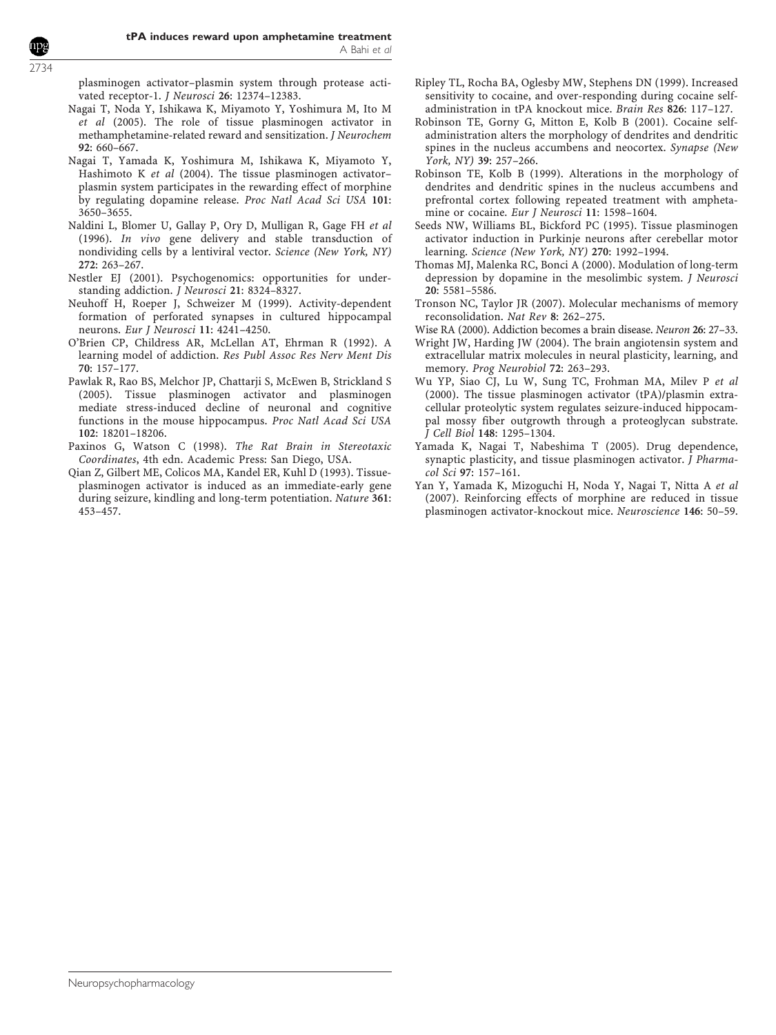plasminogen activator–plasmin system through protease activated receptor-1. *J Neurosci* **26**: 12374–12383.

Nagai T, Noda Y, Ishikawa K, Miyamoto Y, Yoshimura M, Ito M *et al* (2005). The role of tissue plasminogen activator in methamphetamine-related reward and sensitization. *J Neurochem* **92**: 660–667.

Nagai T, Yamada K, Yoshimura M, Ishikawa K, Miyamoto Y, Hashimoto K *et al* (2004). The tissue plasminogen activator–plasmin system participates in the rewarding effect of morphine by regulating dopamine release. *Proc Natl Acad Sci USA* **101**: 3650–3655.

Naldini L, Blomer U, Gallay P, Ory D, Mulligan R, Gage FH *et al* (1996). *In vivo* gene delivery and stable transduction of nondividing cells by a lentiviral vector. *Science (New York, NY)* **272**: 263–267.

Nestler EJ (2001). Psychogenomics: opportunities for understanding addiction. *J Neurosci* **21**: 8324–8327.

Neuhoff H, Roeper J, Schweizer M (1999). Activity-dependent formation of perforated synapses in cultured hippocampal neurons. *Eur J Neurosci* **11**: 4241–4250.

O'Brien CP, Childress AR, McLellan AT, Ehrman R (1992). A learning model of addiction. *Res Publ Assoc Res Nerv Ment Dis* **70**: 157–177.

Pawlak R, Rao BS, Melchor JP, Chattarji S, McEwen B, Strickland S (2005). Tissue plasminogen activator and plasminogen mediate stress-induced decline of neuronal and cognitive functions in the mouse hippocampus. *Proc Natl Acad Sci USA* **102**: 18201–18206.

Paxinos G, Watson C (1998). *The Rat Brain in Stereotaxic Coordinates*, 4th edn. Academic Press: San Diego, USA.

Qian Z, Gilbert ME, Colicos MA, Kandel ER, Kuhl D (1993). Tissue-plasminogen activator is induced as an immediate-early gene during seizure, kindling and long-term potentiation. *Nature* **361**: 453–457.

Ripley TL, Rocha BA, Oglesby MW, Stephens DN (1999). Increased sensitivity to cocaine, and over-responding during cocaine self-administration in tPA knockout mice. *Brain Res* **826**: 117–127.

Robinson TE, Gorny G, Mitton E, Kolb B (2001). Cocaine self-administration alters the morphology of dendrites and dendritic spines in the nucleus accumbens and neocortex. *Synapse (New York, NY)* **39**: 257–266.

Robinson TE, Kolb B (1999). Alterations in the morphology of dendrites and dendritic spines in the nucleus accumbens and prefrontal cortex following repeated treatment with amphetamine or cocaine. *Eur J Neurosci* **11**: 1598–1604.

Seeds NW, Williams BL, Bickford PC (1995). Tissue plasminogen activator induction in Purkinje neurons after cerebellar motor learning. *Science (New York, NY)* **270**: 1992–1994.

Thomas MJ, Malenka RC, Bonci A (2000). Modulation of long-term depression by dopamine in the mesolimbic system. *J Neurosci* **20**: 5581–5586.

Tronson NC, Taylor JR (2007). Molecular mechanisms of memory reconsolidation. *Nat Rev* **8**: 262–275.

Wise RA (2000). Addiction becomes a brain disease. *Neuron* **26**: 27–33.

Wright JW, Harding JW (2004). The brain angiotensin system and extracellular matrix molecules in neural plasticity, learning, and memory. *Prog Neurobiol* **72**: 263–293.

Wu YP, Siao CJ, Lu W, Sung TC, Frohman MA, Milev P *et al* (2000). The tissue plasminogen activator (tPA)/plasmin extracellular proteolytic system regulates seizure-induced hippocampal mossy fiber outgrowth through a proteoglycan substrate. *J Cell Biol* **148**: 1295–1304.

Yamada K, Nagai T, Nabeshima T (2005). Drug dependence, synaptic plasticity, and tissue plasminogen activator. *J Pharmacol Sci* **97**: 157–161.

Yan Y, Yamada K, Mizoguchi H, Noda Y, Nagai T, Nitta A *et al* (2007). Reinforcing effects of morphine are reduced in tissue plasminogen activator-knockout mice. *Neuroscience* **146**: 50–59.